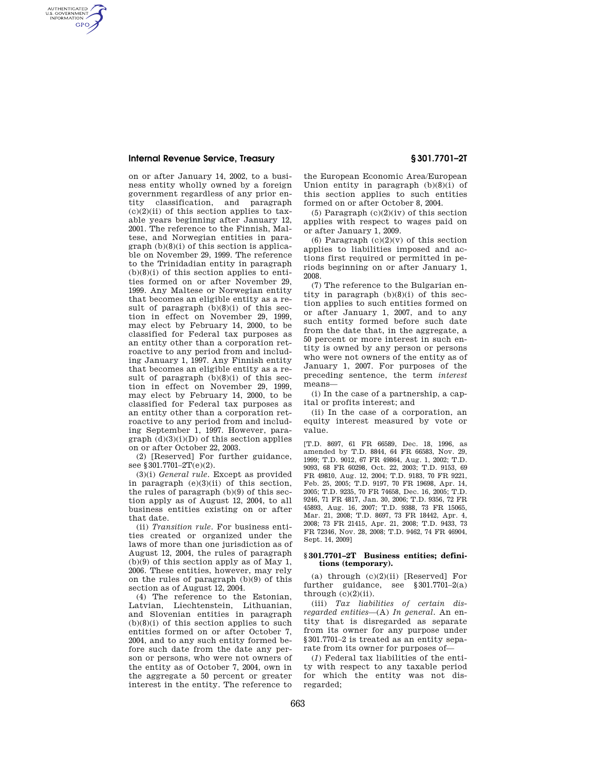on or after January 14, 2002, to a business entity wholly owned by a foreign government regardless of any prior entity classification, and paragraph (c)(2)(ii) of this section applies to taxable years beginning after January 12, 2001. The reference to the Finnish, Maltese, and Norwegian entities in paragraph (b)(8)(i) of this section is applicable on November 29, 1999. The reference to the Trinidadian entity in paragraph (b)(8)(i) of this section applies to entities formed on or after November 29, 1999. Any Maltese or Norwegian entity that becomes an eligible entity as a result of paragraph (b)(8)(i) of this section in effect on November 29, 1999, may elect by February 14, 2000, to be classified for Federal tax purposes as an entity other than a corporation retroactive to any period from and including January 1, 1997. Any Finnish entity that becomes an eligible entity as a result of paragraph (b)(8)(i) of this section in effect on November 29, 1999, may elect by February 14, 2000, to be classified for Federal tax purposes as an entity other than a corporation retroactive to any period from and including September 1, 1997. However, paragraph (d)(3)(i)(D) of this section applies on or after October 22, 2003.

(2) [Reserved] For further guidance, see §301.7701–2T(e)(2).

(3)(i) *General rule*. Except as provided in paragraph (e)(3)(ii) of this section, the rules of paragraph (b)(9) of this section apply as of August 12, 2004, to all business entities existing on or after that date.

(ii) *Transition rule*. For business entities created or organized under the laws of more than one jurisdiction as of August 12, 2004, the rules of paragraph (b)(9) of this section apply as of May 1, 2006. These entities, however, may rely on the rules of paragraph (b)(9) of this section as of August 12, 2004.

(4) The reference to the Estonian, Latvian, Liechtenstein, Lithuanian, and Slovenian entities in paragraph (b)(8)(i) of this section applies to such entities formed on or after October 7, 2004, and to any such entity formed before such date from the date any person or persons, who were not owners of the entity as of October 7, 2004, own in the aggregate a 50 percent or greater interest in the entity. The reference to the European Economic Area/European Union entity in paragraph (b)(8)(i) of this section applies to such entities formed on or after October 8, 2004.

(5) Paragraph (c)(2)(iv) of this section applies with respect to wages paid on or after January 1, 2009.

(6) Paragraph (c)(2)(v) of this section applies to liabilities imposed and actions first required or permitted in periods beginning on or after January 1, 2008.

(7) The reference to the Bulgarian entity in paragraph (b)(8)(i) of this section applies to such entities formed on or after January 1, 2007, and to any such entity formed before such date from the date that, in the aggregate, a 50 percent or more interest in such entity is owned by any person or persons who were not owners of the entity as of January 1, 2007. For purposes of the preceding sentence, the term *interest* means—

(i) In the case of a partnership, a capital or profits interest; and

(ii) In the case of a corporation, an equity interest measured by vote or value.

[T.D. 8697, 61 FR 66589, Dec. 18, 1996, as amended by T.D. 8844, 64 FR 66583, Nov. 29, 1999; T.D. 9012, 67 FR 49864, Aug. 1, 2002; T.D. 9093, 68 FR 60298, Oct. 22, 2003; T.D. 9153, 69 FR 49810, Aug. 12, 2004; T.D. 9183, 70 FR 9221, Feb. 25, 2005; T.D. 9197, 70 FR 19698, Apr. 14, 2005; T.D. 9235, 70 FR 74658, Dec. 16, 2005; T.D. 9246, 71 FR 4817, Jan. 30, 2006; T.D. 9356, 72 FR 45893, Aug. 16, 2007; T.D. 9388, 73 FR 15065, Mar. 21, 2008; T.D. 8697, 73 FR 18442, Apr. 4, 2008; 73 FR 21415, Apr. 21, 2008; T.D. 9433, 73 FR 72346, Nov. 28, 2008; T.D. 9462, 74 FR 46904, Sept. 14, 2009]

## §301.7701–2T Business entities; definitions (temporary).

(a) through (c)(2)(ii) [Reserved] For further guidance, see §301.7701–2(a) through (c)(2)(ii).

(iii) *Tax liabilities of certain disregarded entities*—(A) *In general*. An entity that is disregarded as separate from its owner for any purpose under §301.7701–2 is treated as an entity separate from its owner for purposes of—

(*1*) Federal tax liabilities of the entity with respect to any taxable period for which the entity was not disregarded;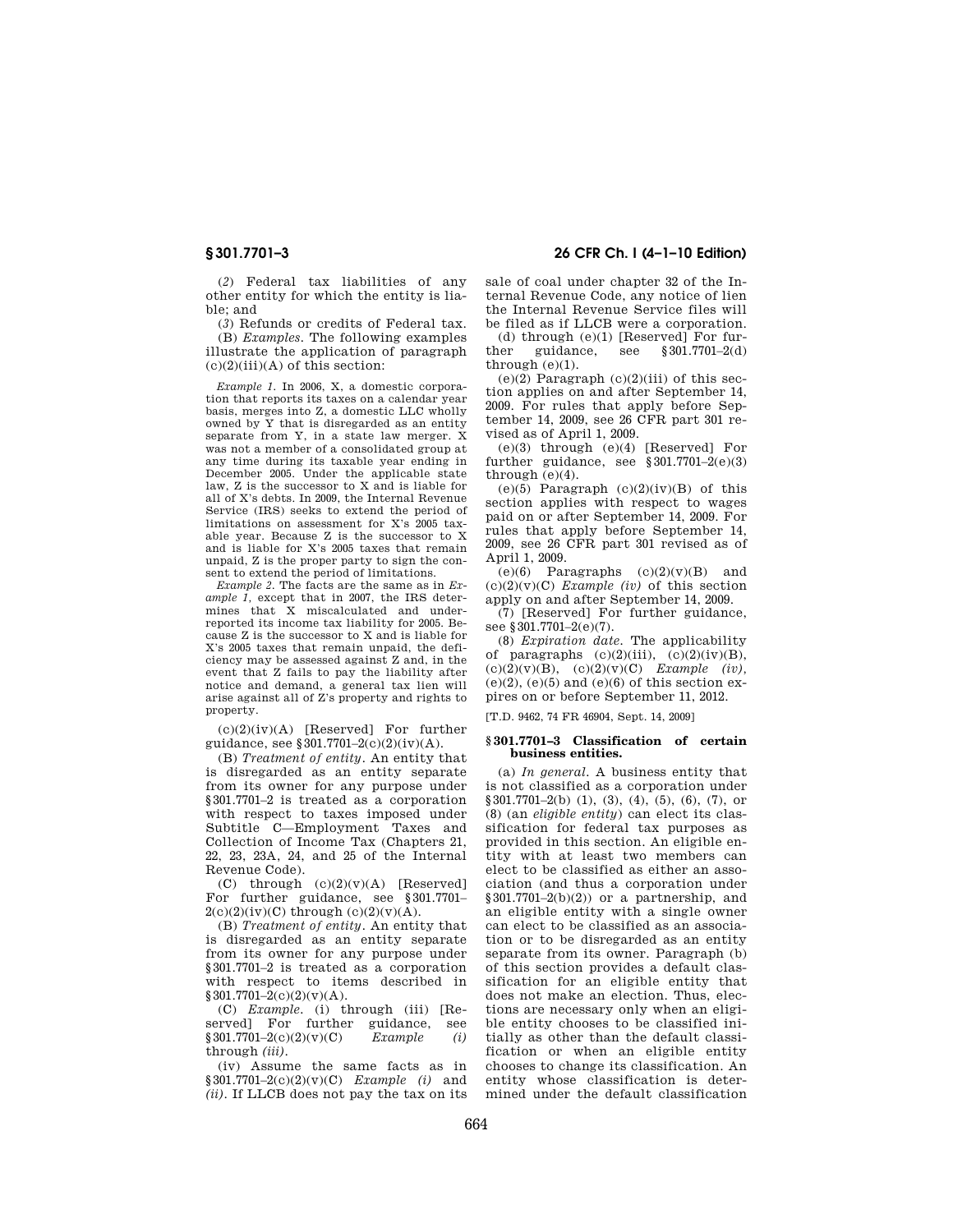(*2*) Federal tax liabilities of any other entity for which the entity is liable; and

(*3*) Refunds or credits of Federal tax.

(B) *Examples.* The following examples illustrate the application of paragraph (c)(2)(iii)(A) of this section:

*Example 1.* In 2006, X, a domestic corporation that reports its taxes on a calendar year basis, merges into Z, a domestic LLC wholly owned by Y that is disregarded as an entity separate from Y, in a state law merger. X was not a member of a consolidated group at any time during its taxable year ending in December 2005. Under the applicable state law, Z is the successor to X and is liable for all of X's debts. In 2009, the Internal Revenue Service (IRS) seeks to extend the period of limitations on assessment for X's 2005 taxable year. Because Z is the successor to X and is liable for X's 2005 taxes that remain unpaid, Z is the proper party to sign the consent to extend the period of limitations.

*Example 2.* The facts are the same as in *Example 1,* except that in 2007, the IRS determines that X miscalculated and underreported its income tax liability for 2005. Because Z is the successor to X and is liable for X's 2005 taxes that remain unpaid, the deficiency may be assessed against Z and, in the event that Z fails to pay the liability after notice and demand, a general tax lien will arise against all of Z's property and rights to property.

(c)(2)(iv)(A) [Reserved] For further guidance, see §301.7701–2(c)(2)(iv)(A).

(B) *Treatment of entity.* An entity that is disregarded as an entity separate from its owner for any purpose under §301.7701–2 is treated as a corporation with respect to taxes imposed under Subtitle C—Employment Taxes and Collection of Income Tax (Chapters 21, 22, 23, 23A, 24, and 25 of the Internal Revenue Code).

(C) through (c)(2)(v)(A) [Reserved] For further guidance, see §301.7701–2(c)(2)(iv)(C) through (c)(2)(v)(A).

(B) *Treatment of entity.* An entity that is disregarded as an entity separate from its owner for any purpose under §301.7701–2 is treated as a corporation with respect to items described in §301.7701–2(c)(2)(v)(A).

(C) *Example.* (i) through (iii) [Reserved] For further guidance, see §301.7701–2(c)(2)(v)(C) *Example (i)* through *(iii).*

(iv) Assume the same facts as in §301.7701–2(c)(2)(v)(C) *Example (i)* and *(ii).* If LLCB does not pay the tax on its sale of coal under chapter 32 of the Internal Revenue Code, any notice of lien the Internal Revenue Service files will be filed as if LLCB were a corporation.

(d) through (e)(1) [Reserved] For further guidance, see §301.7701–2(d) through (e)(1).

(e)(2) Paragraph (c)(2)(iii) of this section applies on and after September 14, 2009. For rules that apply before September 14, 2009, see 26 CFR part 301 revised as of April 1, 2009.

(e)(3) through (e)(4) [Reserved] For further guidance, see §301.7701–2(e)(3) through (e)(4).

(e)(5) Paragraph (c)(2)(iv)(B) of this section applies with respect to wages paid on or after September 14, 2009. For rules that apply before September 14, 2009, see 26 CFR part 301 revised as of April 1, 2009.

(e)(6) Paragraphs (c)(2)(v)(B) and (c)(2)(v)(C) *Example (iv)* of this section apply on and after September 14, 2009.

(7) [Reserved] For further guidance, see §301.7701–2(e)(7).

(8) *Expiration date.* The applicability of paragraphs (c)(2)(iii), (c)(2)(iv)(B), (c)(2)(v)(B), (c)(2)(v)(C) *Example (iv),* (e)(2), (e)(5) and (e)(6) of this section expires on or before September 11, 2012.

[T.D. 9462, 74 FR 46904, Sept. 14, 2009]

## §301.7701–3 Classification of certain business entities.

(a) *In general.* A business entity that is not classified as a corporation under §301.7701–2(b) (1), (3), (4), (5), (6), (7), or (8) (an *eligible entity*) can elect its classification for federal tax purposes as provided in this section. An eligible entity with at least two members can elect to be classified as either an association (and thus a corporation under §301.7701–2(b)(2)) or a partnership, and an eligible entity with a single owner can elect to be classified as an association or to be disregarded as an entity separate from its owner. Paragraph (b) of this section provides a default classification for an eligible entity that does not make an election. Thus, elections are necessary only when an eligible entity chooses to be classified initially as other than the default classification or when an eligible entity chooses to change its classification. An entity whose classification is determined under the default classification